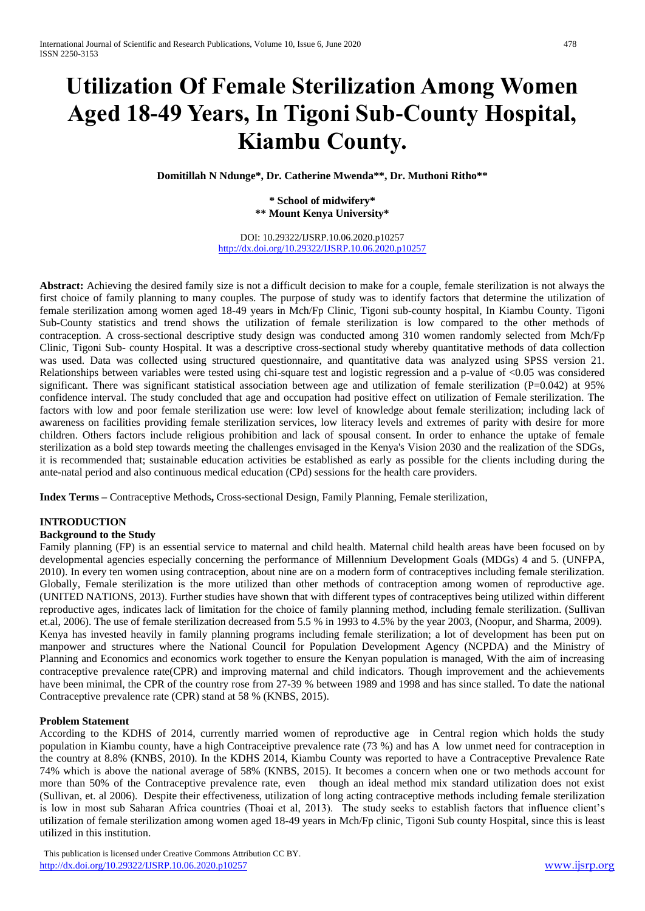# Utilization Of Female Sterilization Among Women Aged 18-49 Years, In Tigoni Sub-County Hospital, Kiambu County.

**Domitillah N Ndunge*, Dr. Catherine Mwenda**, Dr. Muthoni Ritho****

**\* School of midwifery\***
**\*\* Mount Kenya University\***

DOI: 10.29322/IJSRP.10.06.2020.p10257
http://dx.doi.org/10.29322/IJSRP.10.06.2020.p10257

**Abstract:** Achieving the desired family size is not a difficult decision to make for a couple, female sterilization is not always the first choice of family planning to many couples. The purpose of study was to identify factors that determine the utilization of female sterilization among women aged 18-49 years in Mch/Fp Clinic, Tigoni sub-county hospital, In Kiambu County. Tigoni Sub-County statistics and trend shows the utilization of female sterilization is low compared to the other methods of contraception. A cross-sectional descriptive study design was conducted among 310 women randomly selected from Mch/Fp Clinic, Tigoni Sub- county Hospital. It was a descriptive cross-sectional study whereby quantitative methods of data collection was used. Data was collected using structured questionnaire, and quantitative data was analyzed using SPSS version 21. Relationships between variables were tested using chi-square test and logistic regression and a p-value of <0.05 was considered significant. There was significant statistical association between age and utilization of female sterilization (P=0.042) at 95% confidence interval. The study concluded that age and occupation had positive effect on utilization of Female sterilization. The factors with low and poor female sterilization use were: low level of knowledge about female sterilization; including lack of awareness on facilities providing female sterilization services, low literacy levels and extremes of parity with desire for more children. Others factors include religious prohibition and lack of spousal consent. In order to enhance the uptake of female sterilization as a bold step towards meeting the challenges envisaged in the Kenya's Vision 2030 and the realization of the SDGs, it is recommended that; sustainable education activities be established as early as possible for the clients including during the ante-natal period and also continuous medical education (CPd) sessions for the health care providers.

**Index Terms –** Contraceptive Methods**,** Cross-sectional Design, Family Planning, Female sterilization,

## INTRODUCTION

### Background to the Study

Family planning (FP) is an essential service to maternal and child health. Maternal child health areas have been focused on by developmental agencies especially concerning the performance of Millennium Development Goals (MDGs) 4 and 5. (UNFPA, 2010). In every ten women using contraception, about nine are on a modern form of contraceptives including female sterilization. Globally, Female sterilization is the more utilized than other methods of contraception among women of reproductive age. (UNITED NATIONS, 2013). Further studies have shown that with different types of contraceptives being utilized within different reproductive ages, indicates lack of limitation for the choice of family planning method, including female sterilization. (Sullivan et.al, 2006). The use of female sterilization decreased from 5.5 % in 1993 to 4.5% by the year 2003, (Noopur, and Sharma, 2009). Kenya has invested heavily in family planning programs including female sterilization; a lot of development has been put on manpower and structures where the National Council for Population Development Agency (NCPDA) and the Ministry of Planning and Economics and economics work together to ensure the Kenyan population is managed, With the aim of increasing contraceptive prevalence rate(CPR) and improving maternal and child indicators. Though improvement and the achievements have been minimal, the CPR of the country rose from 27-39 % between 1989 and 1998 and has since stalled. To date the national Contraceptive prevalence rate (CPR) stand at 58 % (KNBS, 2015).

### Problem Statement

According to the KDHS of 2014, currently married women of reproductive age in Central region which holds the study population in Kiambu county, have a high Contraceiptive prevalence rate (73 %) and has A low unmet need for contraception in the country at 8.8% (KNBS, 2010). In the KDHS 2014, Kiambu County was reported to have a Contraceptive Prevalence Rate 74% which is above the national average of 58% (KNBS, 2015). It becomes a concern when one or two methods account for more than 50% of the Contraceptive prevalence rate, even though an ideal method mix standard utilization does not exist (Sullivan, et. al 2006). Despite their effectiveness, utilization of long acting contraceptive methods including female sterilization is low in most sub Saharan Africa countries (Thoai et al, 2013). The study seeks to establish factors that influence client's utilization of female sterilization among women aged 18-49 years in Mch/Fp clinic, Tigoni Sub county Hospital, since this is least utilized in this institution.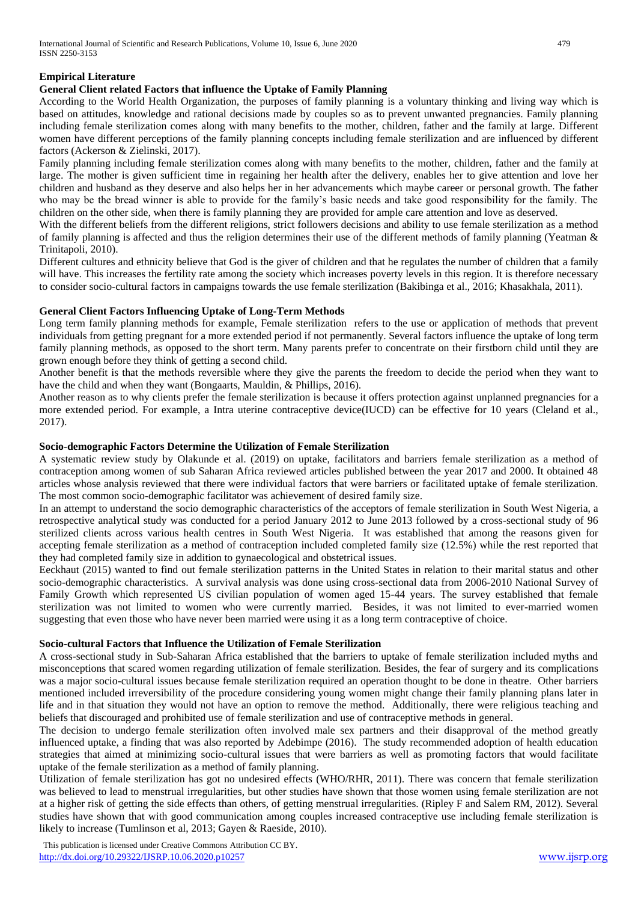**Empirical Literature**

**General Client related Factors that influence the Uptake of Family Planning**

According to the World Health Organization, the purposes of family planning is a voluntary thinking and living way which is based on attitudes, knowledge and rational decisions made by couples so as to prevent unwanted pregnancies. Family planning including female sterilization comes along with many benefits to the mother, children, father and the family at large. Different women have different perceptions of the family planning concepts including female sterilization and are influenced by different factors (Ackerson & Zielinski, 2017).

Family planning including female sterilization comes along with many benefits to the mother, children, father and the family at large. The mother is given sufficient time in regaining her health after the delivery, enables her to give attention and love her children and husband as they deserve and also helps her in her advancements which maybe career or personal growth. The father who may be the bread winner is able to provide for the family's basic needs and take good responsibility for the family. The children on the other side, when there is family planning they are provided for ample care attention and love as deserved.

With the different beliefs from the different religions, strict followers decisions and ability to use female sterilization as a method of family planning is affected and thus the religion determines their use of the different methods of family planning (Yeatman & Trinitapoli, 2010).

Different cultures and ethnicity believe that God is the giver of children and that he regulates the number of children that a family will have. This increases the fertility rate among the society which increases poverty levels in this region. It is therefore necessary to consider socio-cultural factors in campaigns towards the use female sterilization (Bakibinga et al., 2016; Khasakhala, 2011).

**General Client Factors Influencing Uptake of Long-Term Methods**

Long term family planning methods for example, Female sterilization refers to the use or application of methods that prevent individuals from getting pregnant for a more extended period if not permanently. Several factors influence the uptake of long term family planning methods, as opposed to the short term. Many parents prefer to concentrate on their firstborn child until they are grown enough before they think of getting a second child.

Another benefit is that the methods reversible where they give the parents the freedom to decide the period when they want to have the child and when they want (Bongaarts, Mauldin, & Phillips, 2016).

Another reason as to why clients prefer the female sterilization is because it offers protection against unplanned pregnancies for a more extended period. For example, a Intra uterine contraceptive device(IUCD) can be effective for 10 years (Cleland et al., 2017).

**Socio-demographic Factors Determine the Utilization of Female Sterilization**

A systematic review study by Olakunde et al. (2019) on uptake, facilitators and barriers female sterilization as a method of contraception among women of sub Saharan Africa reviewed articles published between the year 2017 and 2000. It obtained 48 articles whose analysis reviewed that there were individual factors that were barriers or facilitated uptake of female sterilization. The most common socio-demographic facilitator was achievement of desired family size.

In an attempt to understand the socio demographic characteristics of the acceptors of female sterilization in South West Nigeria, a retrospective analytical study was conducted for a period January 2012 to June 2013 followed by a cross-sectional study of 96 sterilized clients across various health centres in South West Nigeria. It was established that among the reasons given for accepting female sterilization as a method of contraception included completed family size (12.5%) while the rest reported that they had completed family size in addition to gynaecological and obstetrical issues.

Eeckhaut (2015) wanted to find out female sterilization patterns in the United States in relation to their marital status and other socio-demographic characteristics. A survival analysis was done using cross-sectional data from 2006-2010 National Survey of Family Growth which represented US civilian population of women aged 15-44 years. The survey established that female sterilization was not limited to women who were currently married. Besides, it was not limited to ever-married women suggesting that even those who have never been married were using it as a long term contraceptive of choice.

**Socio-cultural Factors that Influence the Utilization of Female Sterilization**

A cross-sectional study in Sub-Saharan Africa established that the barriers to uptake of female sterilization included myths and misconceptions that scared women regarding utilization of female sterilization. Besides, the fear of surgery and its complications was a major socio-cultural issues because female sterilization required an operation thought to be done in theatre. Other barriers mentioned included irreversibility of the procedure considering young women might change their family planning plans later in life and in that situation they would not have an option to remove the method. Additionally, there were religious teaching and beliefs that discouraged and prohibited use of female sterilization and use of contraceptive methods in general.

The decision to undergo female sterilization often involved male sex partners and their disapproval of the method greatly influenced uptake, a finding that was also reported by Adebimpe (2016). The study recommended adoption of health education strategies that aimed at minimizing socio-cultural issues that were barriers as well as promoting factors that would facilitate uptake of the female sterilization as a method of family planning.

Utilization of female sterilization has got no undesired effects (WHO/RHR, 2011). There was concern that female sterilization was believed to lead to menstrual irregularities, but other studies have shown that those women using female sterilization are not at a higher risk of getting the side effects than others, of getting menstrual irregularities. (Ripley F and Salem RM, 2012). Several studies have shown that with good communication among couples increased contraceptive use including female sterilization is likely to increase (Tumlinson et al, 2013; Gayen & Raeside, 2010).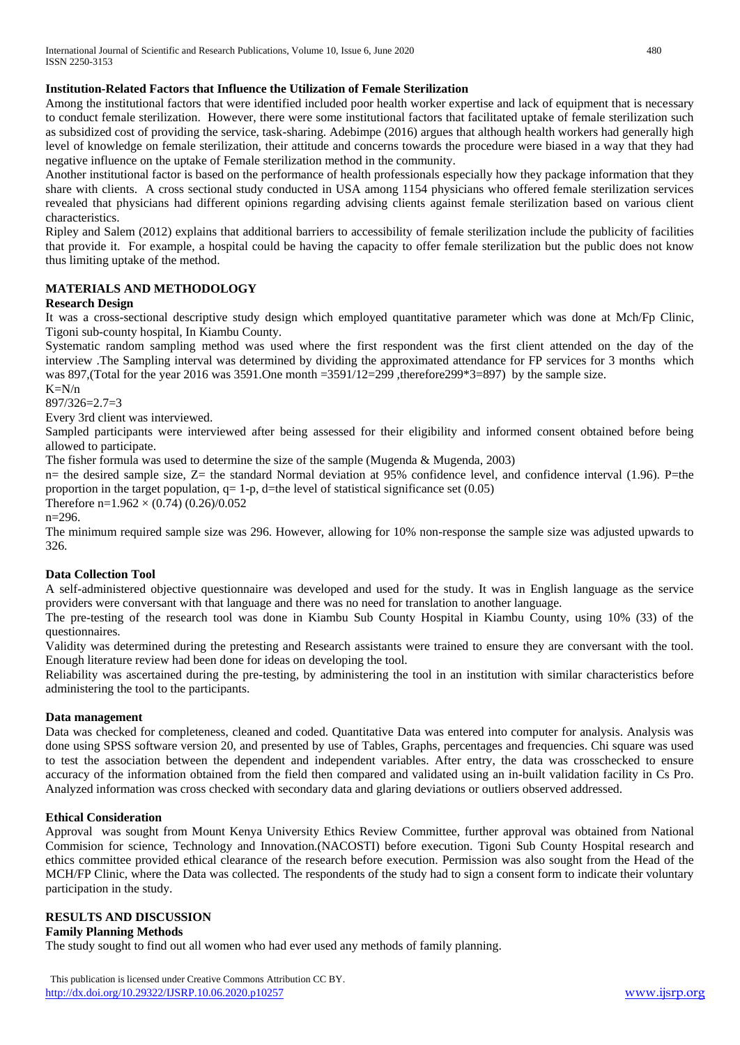**Institution-Related Factors that Influence the Utilization of Female Sterilization**

Among the institutional factors that were identified included poor health worker expertise and lack of equipment that is necessary to conduct female sterilization. However, there were some institutional factors that facilitated uptake of female sterilization such as subsidized cost of providing the service, task-sharing. Adebimpe (2016) argues that although health workers had generally high level of knowledge on female sterilization, their attitude and concerns towards the procedure were biased in a way that they had negative influence on the uptake of Female sterilization method in the community.

Another institutional factor is based on the performance of health professionals especially how they package information that they share with clients. A cross sectional study conducted in USA among 1154 physicians who offered female sterilization services revealed that physicians had different opinions regarding advising clients against female sterilization based on various client characteristics.

Ripley and Salem (2012) explains that additional barriers to accessibility of female sterilization include the publicity of facilities that provide it. For example, a hospital could be having the capacity to offer female sterilization but the public does not know thus limiting uptake of the method.

## MATERIALS AND METHODOLOGY

**Research Design**

It was a cross-sectional descriptive study design which employed quantitative parameter which was done at Mch/Fp Clinic, Tigoni sub-county hospital, In Kiambu County.

Systematic random sampling method was used where the first respondent was the first client attended on the day of the interview .The Sampling interval was determined by dividing the approximated attendance for FP services for 3 months which was 897,(Total for the year 2016 was 3591.One month =3591/12=299 ,therefore299*3=897) by the sample size.

$K=N/n$

$897/326=2.7=3$

Every 3rd client was interviewed.

Sampled participants were interviewed after being assessed for their eligibility and informed consent obtained before being allowed to participate.

The fisher formula was used to determine the size of the sample (Mugenda & Mugenda, 2003)

n= the desired sample size, Z= the standard Normal deviation at 95% confidence level, and confidence interval (1.96). P=the proportion in the target population, q= 1-p, d=the level of statistical significance set (0.05)

Therefore $n=1.96^2 \times (0.74)\ (0.26)/0.05^2$

n=296.

The minimum required sample size was 296. However, allowing for 10% non-response the sample size was adjusted upwards to 326.

**Data Collection Tool**

A self-administered objective questionnaire was developed and used for the study. It was in English language as the service providers were conversant with that language and there was no need for translation to another language.

The pre-testing of the research tool was done in Kiambu Sub County Hospital in Kiambu County, using 10% (33) of the questionnaires.

Validity was determined during the pretesting and Research assistants were trained to ensure they are conversant with the tool. Enough literature review had been done for ideas on developing the tool.

Reliability was ascertained during the pre-testing, by administering the tool in an institution with similar characteristics before administering the tool to the participants.

**Data management**

Data was checked for completeness, cleaned and coded. Quantitative Data was entered into computer for analysis. Analysis was done using SPSS software version 20, and presented by use of Tables, Graphs, percentages and frequencies. Chi square was used to test the association between the dependent and independent variables. After entry, the data was crosschecked to ensure accuracy of the information obtained from the field then compared and validated using an in-built validation facility in Cs Pro. Analyzed information was cross checked with secondary data and glaring deviations or outliers observed addressed.

**Ethical Consideration**

Approval was sought from Mount Kenya University Ethics Review Committee, further approval was obtained from National Commision for science, Technology and Innovation.(NACOSTI) before execution. Tigoni Sub County Hospital research and ethics committee provided ethical clearance of the research before execution. Permission was also sought from the Head of the MCH/FP Clinic, where the Data was collected. The respondents of the study had to sign a consent form to indicate their voluntary participation in the study.

## RESULTS AND DISCUSSION

**Family Planning Methods**

The study sought to find out all women who had ever used any methods of family planning.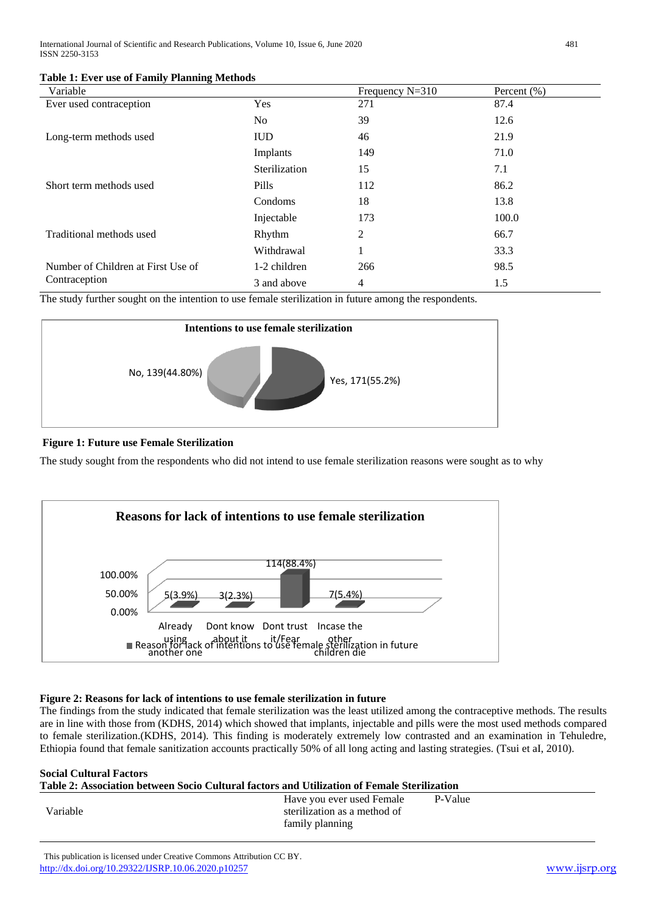**Table 1: Ever use of Family Planning Methods**

| Variable | | Frequency N=310 | Percent (%) |
|---|---|---|---|
| Ever used contraception | Yes | 271 | 87.4 |
| | No | 39 | 12.6 |
| Long-term methods used | IUD | 46 | 21.9 |
| | Implants | 149 | 71.0 |
| | Sterilization | 15 | 7.1 |
| Short term methods used | Pills | 112 | 86.2 |
| | Condoms | 18 | 13.8 |
| | Injectable | 173 | 100.0 |
| Traditional methods used | Rhythm | 2 | 66.7 |
| | Withdrawal | 1 | 33.3 |
| Number of Children at First Use of Contraception | 1-2 children | 266 | 98.5 |
| | 3 and above | 4 | 1.5 |

The study further sought on the intention to use female sterilization in future among the respondents.

**Intentions to use female sterilization**

No, 139(44.80%)

Yes, 171(55.2%)

**Figure 1: Future use Female Sterilization**

The study sought from the respondents who did not intend to use female sterilization reasons were sought as to why

**Reasons for lack of intentions to use female sterilization**

| Reason for lack of intentions to use female sterilization in future | Already using another one | Dont know about it | Dont trust it/Fear | Incase the other children die |
|---|---|---|---|---|
| | 5(3.9%) | 3(2.3%) | 114(88.4%) | 7(5.4%) |

**Figure 2: Reasons for lack of intentions to use female sterilization in future**

The findings from the study indicated that female sterilization was the least utilized among the contraceptive methods. The results are in line with those from (KDHS, 2014) which showed that implants, injectable and pills were the most used methods compared to female sterilization.(KDHS, 2014). This finding is moderately extremely low contrasted and an examination in Tehuledre, Ethiopia found that female sanitization accounts practically 50% of all long acting and lasting strategies. (Tsui et aI, 2010).

**Social Cultural Factors**

**Table 2: Association between Socio Cultural factors and Utilization of Female Sterilization**

| Variable | Have you ever used Female sterilization as a method of family planning | P-Value |
|---|---|---|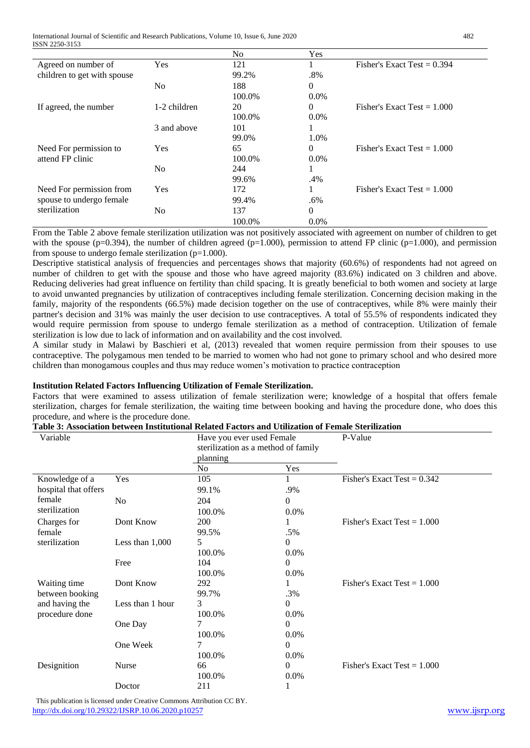| | | No | Yes | |
|---|---|---|---|---|
| Agreed on number of children to get with spouse | Yes | 121 | 1 | Fisher's Exact Test = 0.394 |
| | | 99.2% | .8% | |
| | No | 188 | 0 | |
| | | 100.0% | 0.0% | |
| If agreed, the number | 1-2 children | 20 | 0 | Fisher's Exact Test = 1.000 |
| | | 100.0% | 0.0% | |
| | 3 and above | 101 | 1 | |
| | | 99.0% | 1.0% | |
| Need For permission to attend FP clinic | Yes | 65 | 0 | Fisher's Exact Test = 1.000 |
| | | 100.0% | 0.0% | |
| | No | 244 | 1 | |
| | | 99.6% | .4% | |
| Need For permission from spouse to undergo female sterilization | Yes | 172 | 1 | Fisher's Exact Test = 1.000 |
| | | 99.4% | .6% | |
| | No | 137 | 0 | |
| | | 100.0% | 0.0% | |

From the Table 2 above female sterilization utilization was not positively associated with agreement on number of children to get with the spouse (p=0.394), the number of children agreed (p=1.000), permission to attend FP clinic (p=1.000), and permission from spouse to undergo female sterilization (p=1.000).

Descriptive statistical analysis of frequencies and percentages shows that majority (60.6%) of respondents had not agreed on number of children to get with the spouse and those who have agreed majority (83.6%) indicated on 3 children and above. Reducing deliveries had great influence on fertility than child spacing. It is greatly beneficial to both women and society at large to avoid unwanted pregnancies by utilization of contraceptives including female sterilization. Concerning decision making in the family, majority of the respondents (66.5%) made decision together on the use of contraceptives, while 8% were mainly their partner's decision and 31% was mainly the user decision to use contraceptives. A total of 55.5% of respondents indicated they would require permission from spouse to undergo female sterilization as a method of contraception. Utilization of female sterilization is low due to lack of information and on availability and the cost involved.

A similar study in Malawi by Baschieri et al, (2013) revealed that women require permission from their spouses to use contraceptive. The polygamous men tended to be married to women who had not gone to primary school and who desired more children than monogamous couples and thus may reduce women's motivation to practice contraception

**Institution Related Factors Influencing Utilization of Female Sterilization.**

Factors that were examined to assess utilization of female sterilization were; knowledge of a hospital that offers female sterilization, charges for female sterilization, the waiting time between booking and having the procedure done, who does this procedure, and where is the procedure done.

**Table 3: Association between Institutional Related Factors and Utilization of Female Sterilization**

| Variable | | Have you ever used Female sterilization as a method of family planning | | P-Value |
|---|---|---|---|---|
| | | No | Yes | |
| Knowledge of a hospital that offers female sterilization | Yes | 105 | 1 | Fisher's Exact Test = 0.342 |
| | | 99.1% | .9% | |
| | No | 204 | 0 | |
| | | 100.0% | 0.0% | |
| Charges for female sterilization | Dont Know | 200 | 1 | Fisher's Exact Test = 1.000 |
| | | 99.5% | .5% | |
| | Less than 1,000 | 5 | 0 | |
| | | 100.0% | 0.0% | |
| | Free | 104 | 0 | |
| | | 100.0% | 0.0% | |
| Waiting time between booking and having the procedure done | Dont Know | 292 | 1 | Fisher's Exact Test = 1.000 |
| | | 99.7% | .3% | |
| | Less than 1 hour | 3 | 0 | |
| | | 100.0% | 0.0% | |
| | One Day | 7 | 0 | |
| | | 100.0% | 0.0% | |
| | One Week | 7 | 0 | |
| | | 100.0% | 0.0% | |
| Designition | Nurse | 66 | 0 | Fisher's Exact Test = 1.000 |
| | | 100.0% | 0.0% | |
| | Doctor | 211 | 1 | |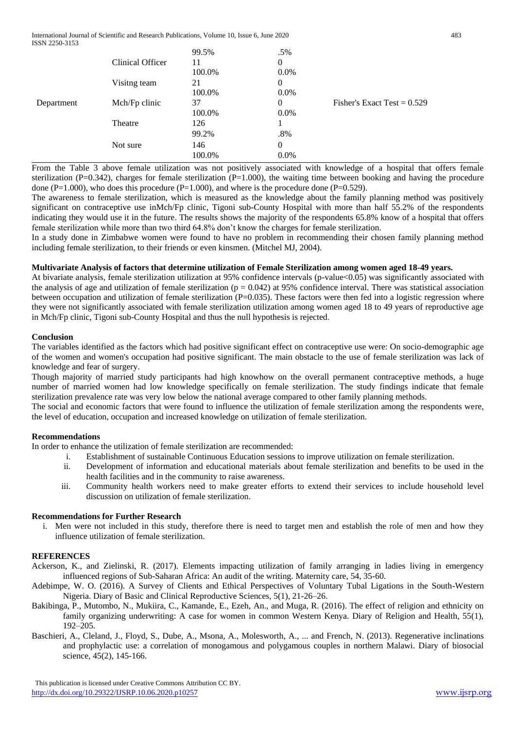| | | | | |
|---|---|---|---|---|
| | | 99.5% | .5% | |
| | Clinical Officer | 11 | 0 | |
| | | 100.0% | 0.0% | |
| | Visitng team | 21 | 0 | |
| | | 100.0% | 0.0% | |
| Department | Mch/Fp clinic | 37 | 0 | Fisher's Exact Test = 0.529 |
| | | 100.0% | 0.0% | |
| | Theatre | 126 | 1 | |
| | | 99.2% | .8% | |
| | Not sure | 146 | 0 | |
| | | 100.0% | 0.0% | |

From the Table 3 above female utilization was not positively associated with knowledge of a hospital that offers female sterilization (P=0.342), charges for female sterilization (P=1.000), the waiting time between booking and having the procedure done (P=1.000), who does this procedure (P=1.000), and where is the procedure done (P=0.529).

The awareness to female sterilization, which is measured as the knowledge about the family planning method was positively significant on contraceptive use inMch/Fp clinic, Tigoni sub-County Hospital with more than half 55.2% of the respondents indicating they would use it in the future. The results shows the majority of the respondents 65.8% know of a hospital that offers female sterilization while more than two third 64.8% don't know the charges for female sterilization.

In a study done in Zimbabwe women were found to have no problem in recommending their chosen family planning method including female sterilization, to their friends or even kinsmen. (Mitchel MJ, 2004).

**Multivariate Analysis of factors that determine utilization of Female Sterilization among women aged 18-49 years.**

At bivariate analysis, female sterilization utilization at 95% confidence intervals (p-value<0.05) was significantly associated with the analysis of age and utilization of female sterilization (p = 0.042) at 95% confidence interval. There was statistical association between occupation and utilization of female sterilization (P=0.035). These factors were then fed into a logistic regression where they were not significantly associated with female sterilization utilization among women aged 18 to 49 years of reproductive age in Mch/Fp clinic, Tigoni sub-County Hospital and thus the null hypothesis is rejected.

**Conclusion**

The variables identified as the factors which had positive significant effect on contraceptive use were: On socio-demographic age of the women and women's occupation had positive significant. The main obstacle to the use of female sterilization was lack of knowledge and fear of surgery.

Though majority of married study participants had high knowhow on the overall permanent contraceptive methods, a huge number of married women had low knowledge specifically on female sterilization. The study findings indicate that female sterilization prevalence rate was very low below the national average compared to other family planning methods.

The social and economic factors that were found to influence the utilization of female sterilization among the respondents were, the level of education, occupation and increased knowledge on utilization of female sterilization.

**Recommendations**

In order to enhance the utilization of female sterilization are recommended:

i. Establishment of sustainable Continuous Education sessions to improve utilization on female sterilization.
ii. Development of information and educational materials about female sterilization and benefits to be used in the health facilities and in the community to raise awareness.
iii. Community health workers need to make greater efforts to extend their services to include household level discussion on utilization of female sterilization.

**Recommendations for Further Research**

i. Men were not included in this study, therefore there is need to target men and establish the role of men and how they influence utilization of female sterilization.

**REFERENCES**

Ackerson, K., and Zielinski, R. (2017). Elements impacting utilization of family arranging in ladies living in emergency influenced regions of Sub-Saharan Africa: An audit of the writing. Maternity care, 54, 35-60.

Adebimpe, W. O. (2016). A Survey of Clients and Ethical Perspectives of Voluntary Tubal Ligations in the South-Western Nigeria. Diary of Basic and Clinical Reproductive Sciences, 5(1), 21-26–26.

Bakibinga, P., Mutombo, N., Mukiira, C., Kamande, E., Ezeh, An., and Muga, R. (2016). The effect of religion and ethnicity on family organizing underwriting: A case for women in common Western Kenya. Diary of Religion and Health, 55(1), 192–205.

Baschieri, A., Cleland, J., Floyd, S., Dube, A., Msona, A., Molesworth, A., ... and French, N. (2013). Regenerative inclinations and prophylactic use: a correlation of monogamous and polygamous couples in northern Malawi. Diary of biosocial science, 45(2), 145-166.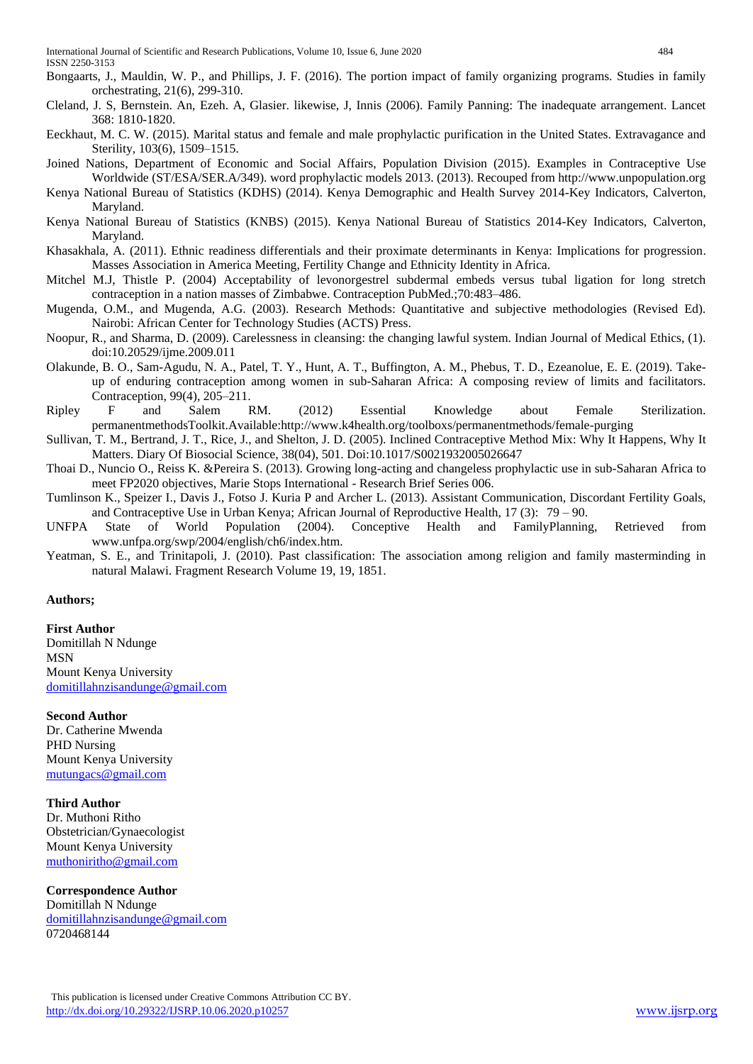Bongaarts, J., Mauldin, W. P., and Phillips, J. F. (2016). The portion impact of family organizing programs. Studies in family orchestrating, 21(6), 299-310.

Cleland, J. S, Bernstein. An, Ezeh. A, Glasier. likewise, J, Innis (2006). Family Panning: The inadequate arrangement. Lancet 368: 1810-1820.

Eeckhaut, M. C. W. (2015). Marital status and female and male prophylactic purification in the United States. Extravagance and Sterility, 103(6), 1509–1515.

Joined Nations, Department of Economic and Social Affairs, Population Division (2015). Examples in Contraceptive Use Worldwide (ST/ESA/SER.A/349). word prophylactic models 2013. (2013). Recouped from http://www.unpopulation.org

Kenya National Bureau of Statistics (KDHS) (2014). Kenya Demographic and Health Survey 2014-Key Indicators, Calverton, Maryland.

Kenya National Bureau of Statistics (KNBS) (2015). Kenya National Bureau of Statistics 2014-Key Indicators, Calverton, Maryland.

Khasakhala, A. (2011). Ethnic readiness differentials and their proximate determinants in Kenya: Implications for progression. Masses Association in America Meeting, Fertility Change and Ethnicity Identity in Africa.

Mitchel M.J, Thistle P. (2004) Acceptability of levonorgestrel subdermal embeds versus tubal ligation for long stretch contraception in a nation masses of Zimbabwe. Contraception PubMed.;70:483–486.

Mugenda, O.M., and Mugenda, A.G. (2003). Research Methods: Quantitative and subjective methodologies (Revised Ed). Nairobi: African Center for Technology Studies (ACTS) Press.

Noopur, R., and Sharma, D. (2009). Carelessness in cleansing: the changing lawful system. Indian Journal of Medical Ethics, (1). doi:10.20529/ijme.2009.011

Olakunde, B. O., Sam-Agudu, N. A., Patel, T. Y., Hunt, A. T., Buffington, A. M., Phebus, T. D., Ezeanolue, E. E. (2019). Take-up of enduring contraception among women in sub-Saharan Africa: A composing review of limits and facilitators. Contraception, 99(4), 205–211.

Ripley F and Salem RM. (2012) Essential Knowledge about Female Sterilization. permanentmethodsToolkit.Available:http://www.k4health.org/toolboxs/permanentmethods/female-purging

Sullivan, T. M., Bertrand, J. T., Rice, J., and Shelton, J. D. (2005). Inclined Contraceptive Method Mix: Why It Happens, Why It Matters. Diary Of Biosocial Science, 38(04), 501. Doi:10.1017/S0021932005026647

Thoai D., Nuncio O., Reiss K. &Pereira S. (2013). Growing long-acting and changeless prophylactic use in sub-Saharan Africa to meet FP2020 objectives, Marie Stops International - Research Brief Series 006.

Tumlinson K., Speizer I., Davis J., Fotso J. Kuria P and Archer L. (2013). Assistant Communication, Discordant Fertility Goals, and Contraceptive Use in Urban Kenya; African Journal of Reproductive Health, 17 (3): 79 – 90.

UNFPA State of World Population (2004). Conceptive Health and FamilyPlanning, Retrieved from www.unfpa.org/swp/2004/english/ch6/index.htm.

Yeatman, S. E., and Trinitapoli, J. (2010). Past classification: The association among religion and family masterminding in natural Malawi. Fragment Research Volume 19, 19, 1851.

**Authors;**

**First Author**
Domitillah N Ndunge
MSN
Mount Kenya University
domitillahnzisandunge@gmail.com

**Second Author**
Dr. Catherine Mwenda
PHD Nursing
Mount Kenya University
mutungacs@gmail.com

**Third Author**
Dr. Muthoni Ritho
Obstetrician/Gynaecologist
Mount Kenya University
muthoniritho@gmail.com

**Correspondence Author**
Domitillah N Ndunge
domitillahnzisandunge@gmail.com
0720468144